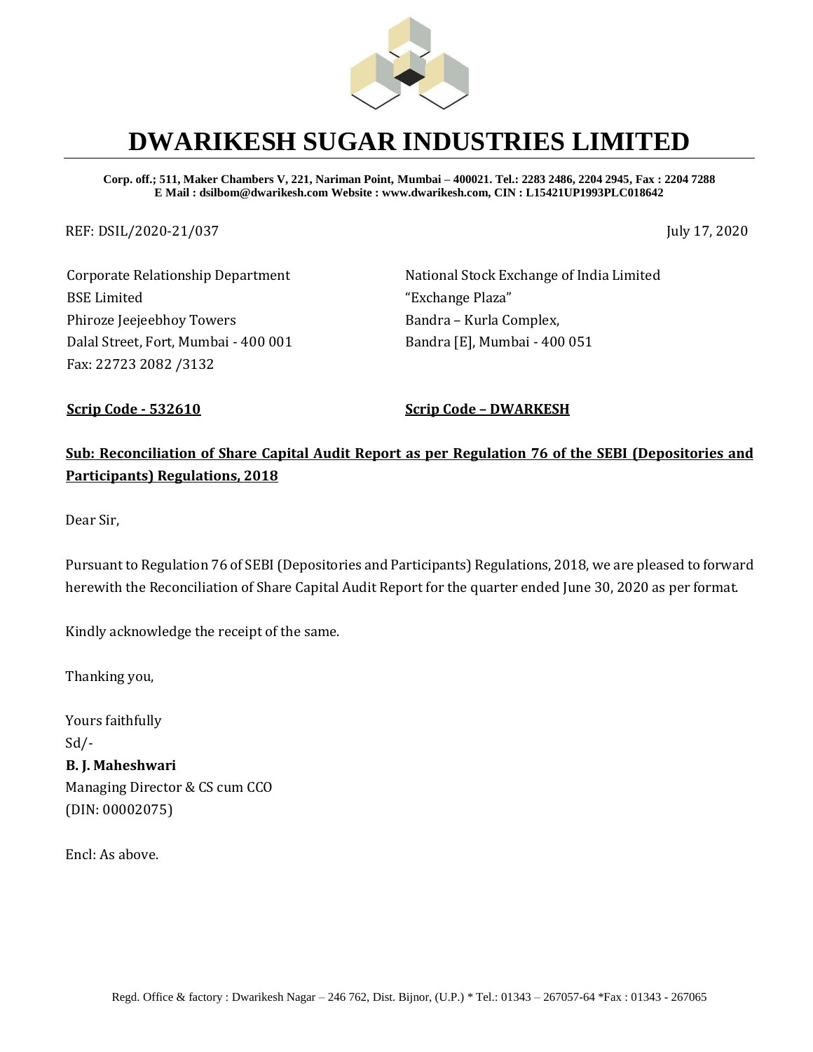# DWARIKESH SUGAR INDUSTRIES LIMITED

**Corp. off.; 511, Maker Chambers V, 221, Nariman Point, Mumbai – 400021. Tel.: 2283 2486, 2204 2945, Fax : 2204 7288**
**E Mail : dsilbom@dwarikesh.com Website : www.dwarikesh.com, CIN : L15421UP1993PLC018642**

REF: DSIL/2020-21/037

July 17, 2020

Corporate Relationship Department
BSE Limited
Phiroze Jeejeebhoy Towers
Dalal Street, Fort, Mumbai - 400 001
Fax: 22723 2082 /3132

**Scrip Code - 532610**

National Stock Exchange of India Limited
"Exchange Plaza"
Bandra – Kurla Complex,
Bandra [E], Mumbai - 400 051

**Scrip Code – DWARKESH**

**Sub: Reconciliation of Share Capital Audit Report as per Regulation 76 of the SEBI (Depositories and Participants) Regulations, 2018**

Dear Sir,

Pursuant to Regulation 76 of SEBI (Depositories and Participants) Regulations, 2018, we are pleased to forward herewith the Reconciliation of Share Capital Audit Report for the quarter ended June 30, 2020 as per format.

Kindly acknowledge the receipt of the same.

Thanking you,

Yours faithfully
Sd/-
**B. J. Maheshwari**
Managing Director & CS cum CCO
(DIN: 00002075)

Encl: As above.

Regd. Office & factory : Dwarikesh Nagar – 246 762, Dist. Bijnor, (U.P.) * Tel.: 01343 – 267057-64 *Fax : 01343 - 267065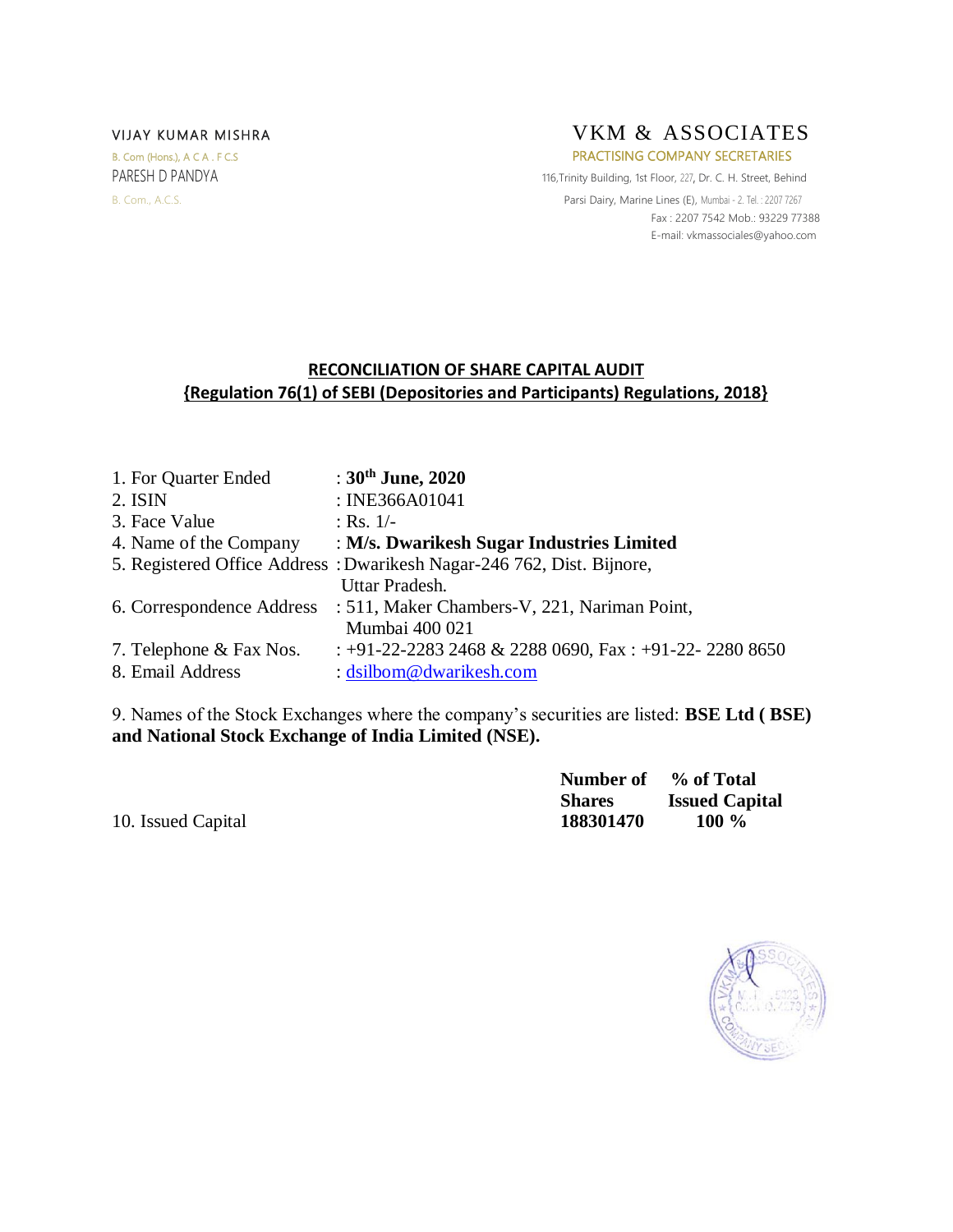VIJAY KUMAR MISHRA
B. Com (Hons.), A C A . F C.S
PARESH D PANDYA
B. Com., A.C.S.

# VKM & ASSOCIATES

PRACTISING COMPANY SECRETARIES
116,Trinity Building, 1st Floor, 227, Dr. C. H. Street, Behind
Parsi Dairy, Marine Lines (E), Mumbai - 2. Tel. : 2207 7267
Fax : 2207 7542 Mob.: 93229 77388
E-mail: vkmassociales@yahoo.com

## RECONCILIATION OF SHARE CAPITAL AUDIT
## {Regulation 76(1) of SEBI (Depositories and Participants) Regulations, 2018}

1. For Quarter Ended : **30th June, 2020**
2. ISIN : INE366A01041
3. Face Value : Rs. 1/-
4. Name of the Company : **M/s. Dwarikesh Sugar Industries Limited**
5. Registered Office Address : Dwarikesh Nagar-246 762, Dist. Bijnore, Uttar Pradesh.
6. Correspondence Address : 511, Maker Chambers-V, 221, Nariman Point, Mumbai 400 021
7. Telephone & Fax Nos. : +91-22-2283 2468 & 2288 0690, Fax : +91-22- 2280 8650
8. Email Address : dsilbom@dwarikesh.com

9. Names of the Stock Exchanges where the company's securities are listed: **BSE Ltd ( BSE) and National Stock Exchange of India Limited (NSE).**

| | **Number of Shares** | **% of Total Issued Capital** |
|---|---|---|
| 10. Issued Capital | **188301470** | **100 %** |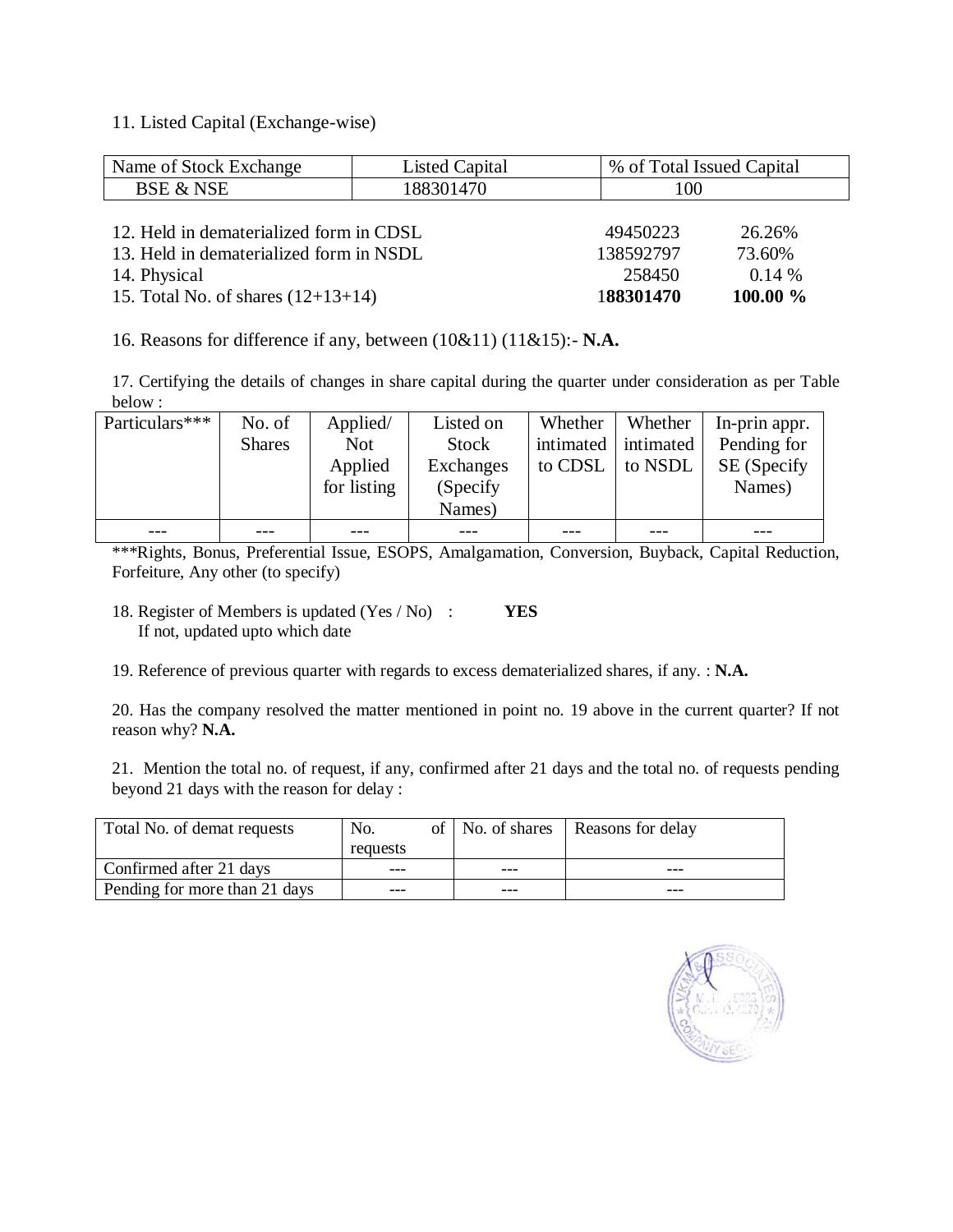11. Listed Capital (Exchange-wise)

| Name of Stock Exchange | Listed Capital | % of Total Issued Capital |
|---|---|---|
| BSE & NSE | 188301470 | 100 |

| | | |
|---|---|---|
| 12. Held in dematerialized form in CDSL | 49450223 | 26.26% |
| 13. Held in dematerialized form in NSDL | 138592797 | 73.60% |
| 14. Physical | 258450 | 0.14 % |
| 15. Total No. of shares (12+13+14) | **188301470** | **100.00 %** |

16. Reasons for difference if any, between (10&11) (11&15):- **N.A.**

17. Certifying the details of changes in share capital during the quarter under consideration as per Table below :

| Particulars*** | No. of Shares | Applied/ Not Applied for listing | Listed on Stock Exchanges (Specify Names) | Whether intimated to CDSL | Whether intimated to NSDL | In-prin appr. Pending for SE (Specify Names) |
|---|---|---|---|---|---|---|
| --- | --- | --- | --- | --- | --- | --- |

***Rights, Bonus, Preferential Issue, ESOPS, Amalgamation, Conversion, Buyback, Capital Reduction, Forfeiture, Any other (to specify)

18. Register of Members is updated (Yes / No) : **YES**
If not, updated upto which date

19. Reference of previous quarter with regards to excess dematerialized shares, if any. : **N.A.**

20. Has the company resolved the matter mentioned in point no. 19 above in the current quarter? If not reason why? **N.A.**

21. Mention the total no. of request, if any, confirmed after 21 days and the total no. of requests pending beyond 21 days with the reason for delay :

| Total No. of demat requests | No. of requests | No. of shares | Reasons for delay |
|---|---|---|---|
| Confirmed after 21 days | --- | --- | --- |
| Pending for more than 21 days | --- | --- | --- |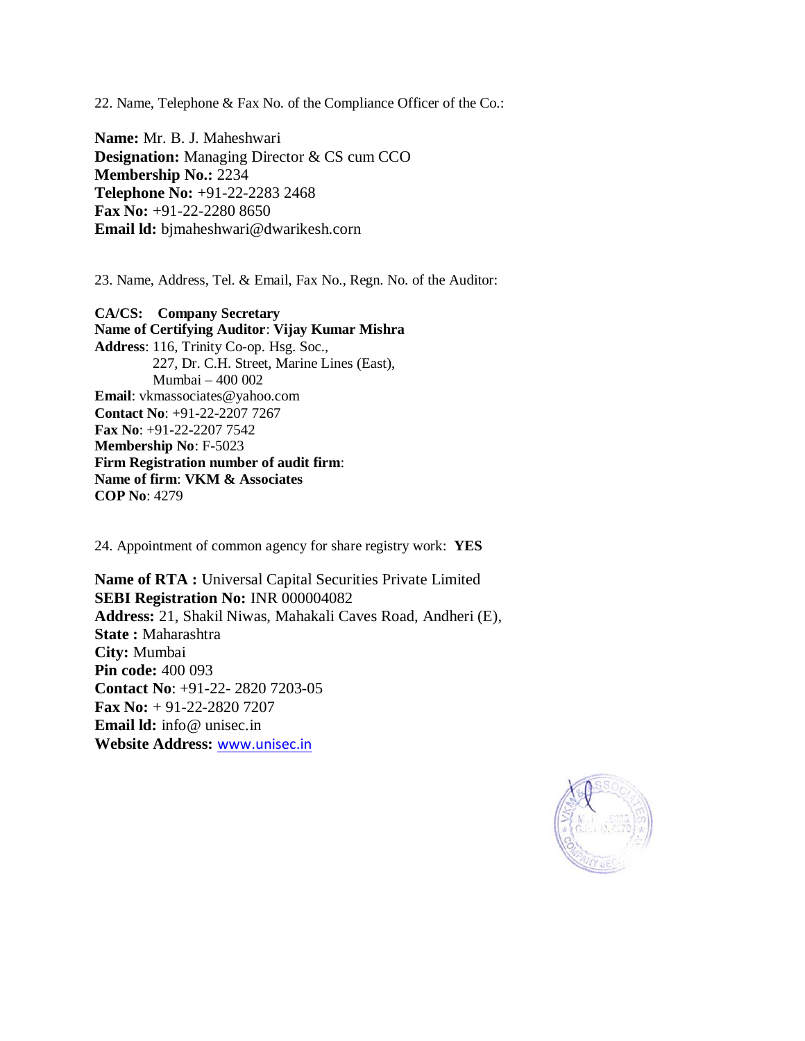22. Name, Telephone & Fax No. of the Compliance Officer of the Co.:

**Name:** Mr. B. J. Maheshwari
**Designation:** Managing Director & CS cum CCO
**Membership No.:** 2234
**Telephone No:** +91-22-2283 2468
**Fax No:** +91-22-2280 8650
**Email ld:** bjmaheshwari@dwarikesh.corn

23. Name, Address, Tel. & Email, Fax No., Regn. No. of the Auditor:

**CA/CS: Company Secretary**
**Name of Certifying Auditor**: **Vijay Kumar Mishra**
**Address**: 116, Trinity Co-op. Hsg. Soc.,
227, Dr. C.H. Street, Marine Lines (East),
Mumbai – 400 002
**Email**: vkmassociates@yahoo.com
**Contact No**: +91-22-2207 7267
**Fax No**: +91-22-2207 7542
**Membership No**: F-5023
**Firm Registration number of audit firm**:
**Name of firm**: **VKM & Associates**
**COP No**: 4279

24. Appointment of common agency for share registry work: **YES**

**Name of RTA :** Universal Capital Securities Private Limited
**SEBI Registration No:** INR 000004082
**Address:** 21, Shakil Niwas, Mahakali Caves Road, Andheri (E),
**State :** Maharashtra
**City:** Mumbai
**Pin code:** 400 093
**Contact No**: +91-22- 2820 7203-05
**Fax No:** + 91-22-2820 7207
**Email ld:** info@ unisec.in
**Website Address:** www.unisec.in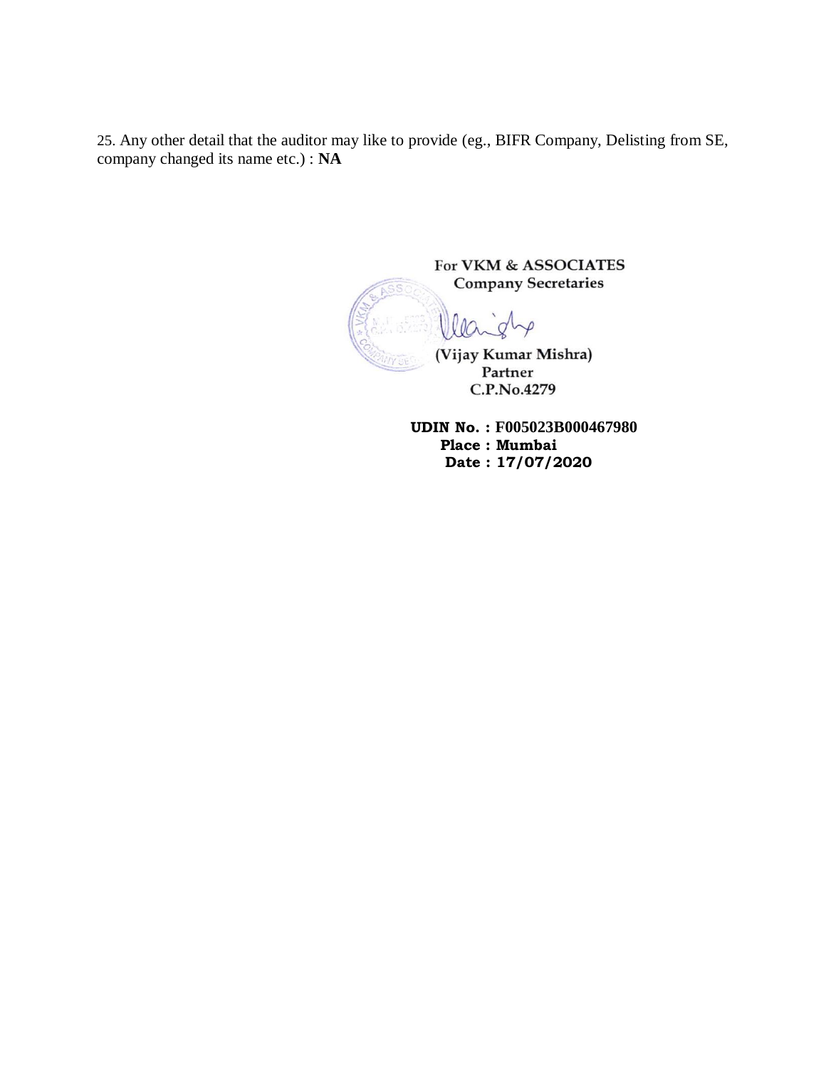25. Any other detail that the auditor may like to provide (eg., BIFR Company, Delisting from SE, company changed its name etc.) : **NA**

For **VKM & ASSOCIATES**
**Company Secretaries**

**(Vijay Kumar Mishra)**
Partner
C.P.No.4279

**UDIN No. : F005023B000467980**
**Place : Mumbai**
**Date : 17/07/2020**